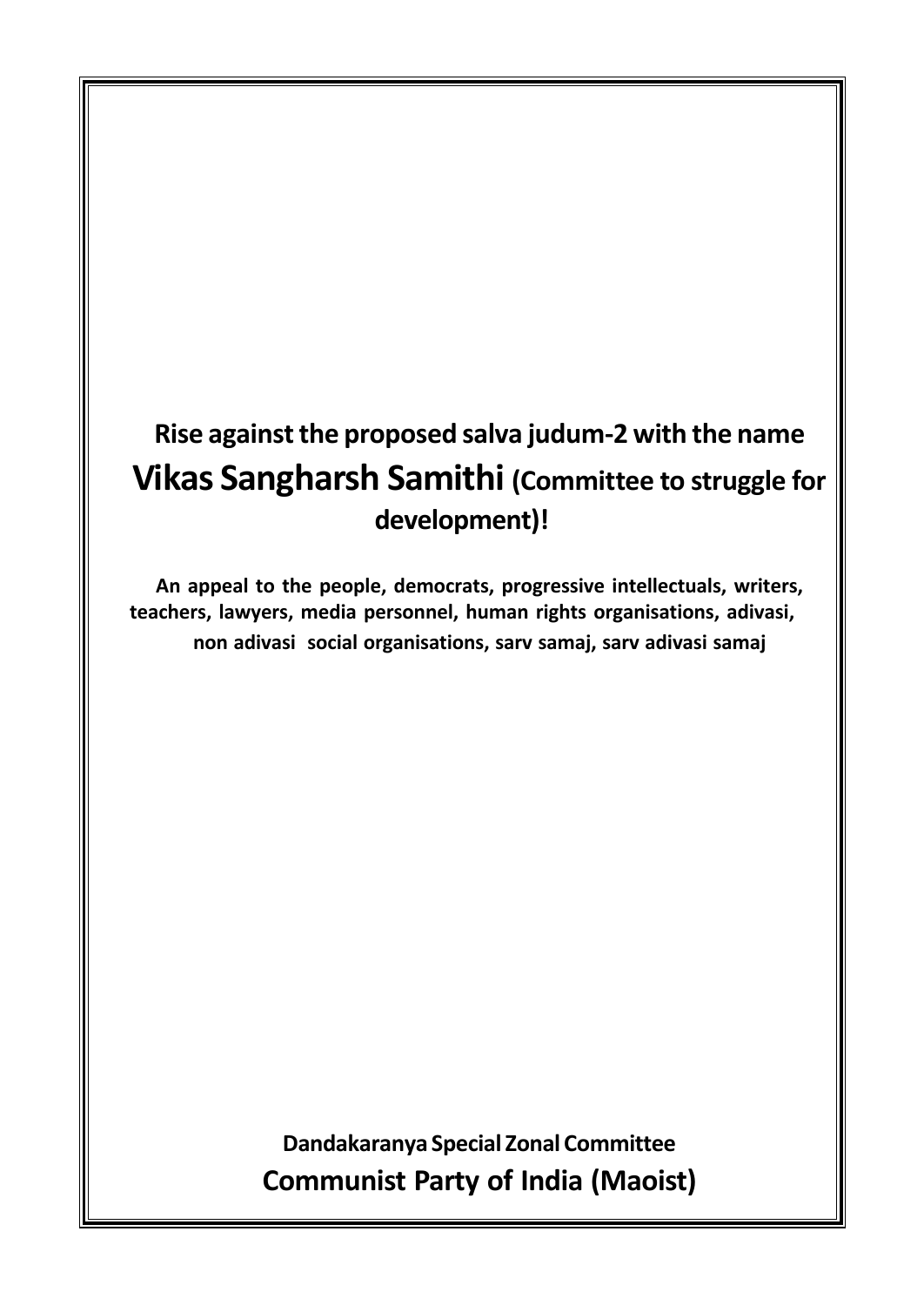# Rise against the proposed salva judum-2 with the name Vikas Sangharsh Samithi (Committee to struggle for development)!

**An appeal to the people, democrats, progressive intellectuals, writers, teachers, lawyers, media personnel, human rights organisations, adivasi, non adivasi social organisations, sarv samaj, sarv adivasi samaj**

**Dandakaranya Special Zonal Committee**

**Communist Party of India (Maoist)**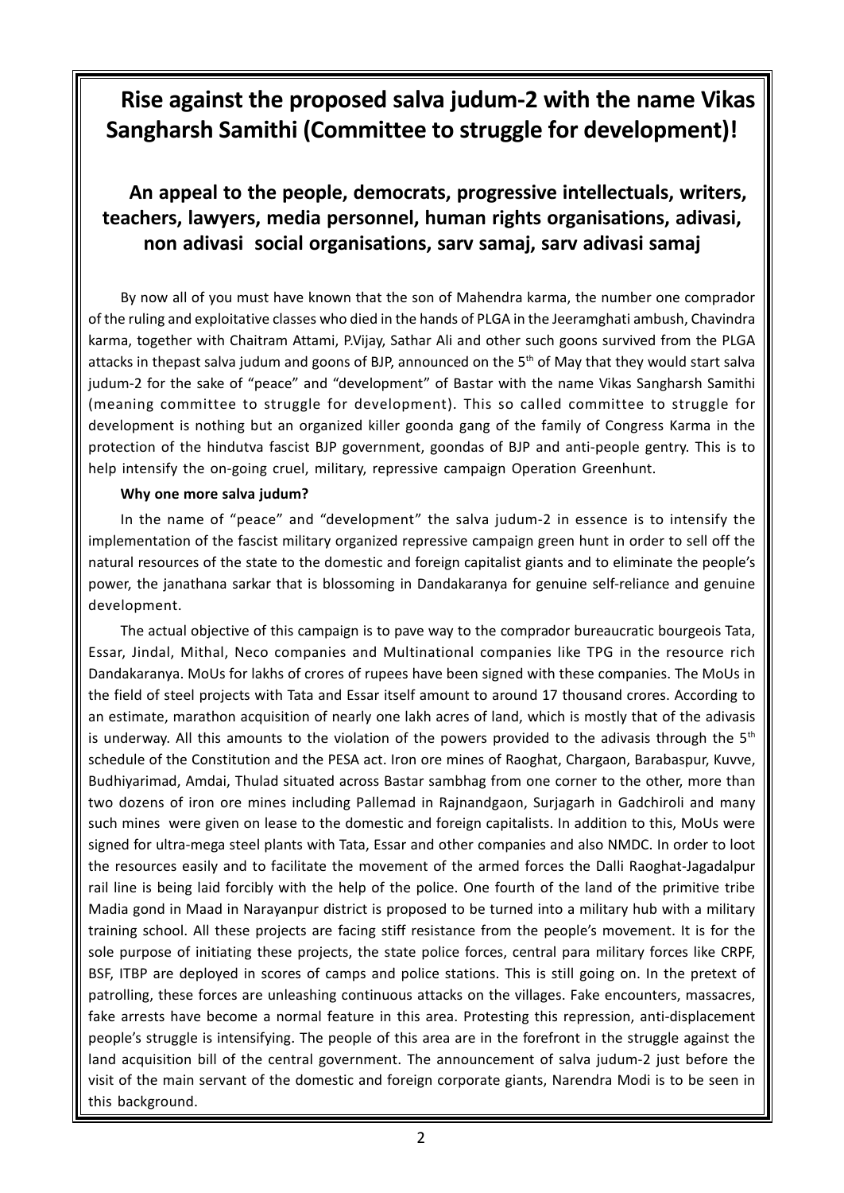# Rise against the proposed salva judum-2 with the name Vikas Sangharsh Samithi (Committee to struggle for development)!

## An appeal to the people, democrats, progressive intellectuals, writers, teachers, lawyers, media personnel, human rights organisations, adivasi, non adivasi social organisations, sarv samaj, sarv adivasi samaj

By now all of you must have known that the son of Mahendra karma, the number one comprador of the ruling and exploitative classes who died in the hands of PLGA in the Jeeramghati ambush, Chavindra karma, together with Chaitram Attami, P.Vijay, Sathar Ali and other such goons survived from the PLGA attacks in thepast salva judum and goons of BJP, announced on the 5th of May that they would start salva judum-2 for the sake of "peace" and "development" of Bastar with the name Vikas Sangharsh Samithi (meaning committee to struggle for development). This so called committee to struggle for development is nothing but an organized killer goonda gang of the family of Congress Karma in the protection of the hindutva fascist BJP government, goondas of BJP and anti-people gentry. This is to help intensify the on-going cruel, military, repressive campaign Operation Greenhunt.

**Why one more salva judum?**

In the name of "peace" and "development" the salva judum-2 in essence is to intensify the implementation of the fascist military organized repressive campaign green hunt in order to sell off the natural resources of the state to the domestic and foreign capitalist giants and to eliminate the people's power, the janathana sarkar that is blossoming in Dandakaranya for genuine self-reliance and genuine development.

The actual objective of this campaign is to pave way to the comprador bureaucratic bourgeois Tata, Essar, Jindal, Mithal, Neco companies and Multinational companies like TPG in the resource rich Dandakaranya. MoUs for lakhs of crores of rupees have been signed with these companies. The MoUs in the field of steel projects with Tata and Essar itself amount to around 17 thousand crores. According to an estimate, marathon acquisition of nearly one lakh acres of land, which is mostly that of the adivasis is underway. All this amounts to the violation of the powers provided to the adivasis through the 5th schedule of the Constitution and the PESA act. Iron ore mines of Raoghat, Chargaon, Barabaspur, Kuvve, Budhiyarimad, Amdai, Thulad situated across Bastar sambhag from one corner to the other, more than two dozens of iron ore mines including Pallemad in Rajnandgaon, Surjagarh in Gadchiroli and many such mines were given on lease to the domestic and foreign capitalists. In addition to this, MoUs were signed for ultra-mega steel plants with Tata, Essar and other companies and also NMDC. In order to loot the resources easily and to facilitate the movement of the armed forces the Dalli Raoghat-Jagadalpur rail line is being laid forcibly with the help of the police. One fourth of the land of the primitive tribe Madia gond in Maad in Narayanpur district is proposed to be turned into a military hub with a military training school. All these projects are facing stiff resistance from the people's movement. It is for the sole purpose of initiating these projects, the state police forces, central para military forces like CRPF, BSF, ITBP are deployed in scores of camps and police stations. This is still going on. In the pretext of patrolling, these forces are unleashing continuous attacks on the villages. Fake encounters, massacres, fake arrests have become a normal feature in this area. Protesting this repression, anti-displacement people's struggle is intensifying. The people of this area are in the forefront in the struggle against the land acquisition bill of the central government. The announcement of salva judum-2 just before the visit of the main servant of the domestic and foreign corporate giants, Narendra Modi is to be seen in this background.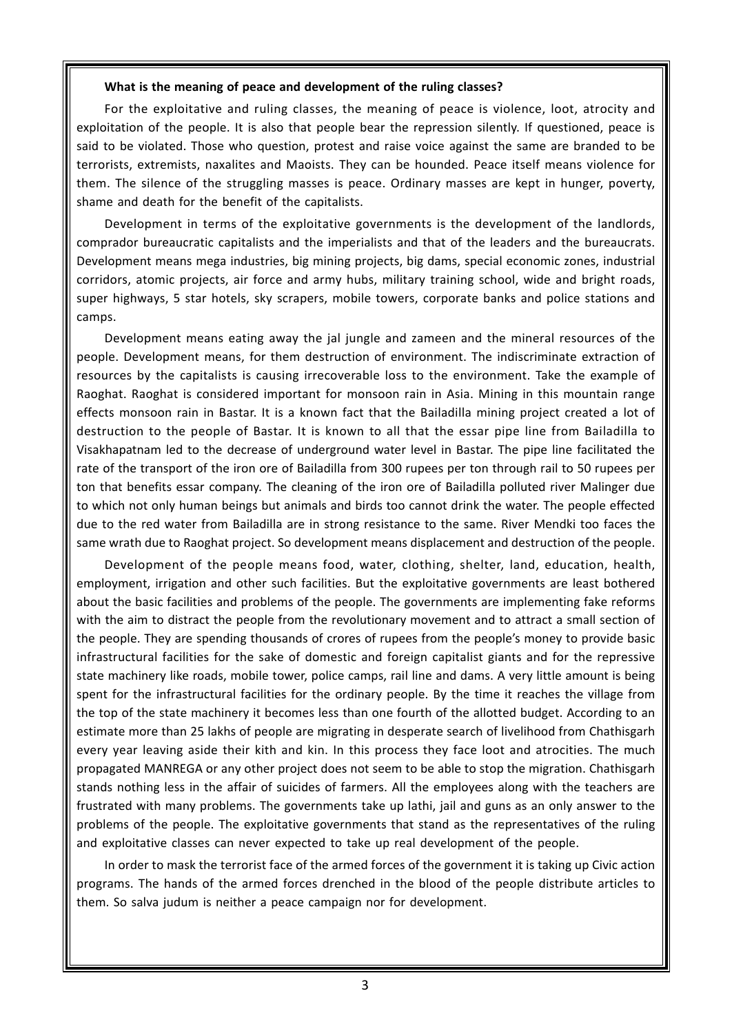**What is the meaning of peace and development of the ruling classes?**

For the exploitative and ruling classes, the meaning of peace is violence, loot, atrocity and exploitation of the people. It is also that people bear the repression silently. If questioned, peace is said to be violated. Those who question, protest and raise voice against the same are branded to be terrorists, extremists, naxalites and Maoists. They can be hounded. Peace itself means violence for them. The silence of the struggling masses is peace. Ordinary masses are kept in hunger, poverty, shame and death for the benefit of the capitalists.

Development in terms of the exploitative governments is the development of the landlords, comprador bureaucratic capitalists and the imperialists and that of the leaders and the bureaucrats. Development means mega industries, big mining projects, big dams, special economic zones, industrial corridors, atomic projects, air force and army hubs, military training school, wide and bright roads, super highways, 5 star hotels, sky scrapers, mobile towers, corporate banks and police stations and camps.

Development means eating away the jal jungle and zameen and the mineral resources of the people. Development means, for them destruction of environment. The indiscriminate extraction of resources by the capitalists is causing irrecoverable loss to the environment. Take the example of Raoghat. Raoghat is considered important for monsoon rain in Asia. Mining in this mountain range effects monsoon rain in Bastar. It is a known fact that the Bailadilla mining project created a lot of destruction to the people of Bastar. It is known to all that the essar pipe line from Bailadilla to Visakhapatnam led to the decrease of underground water level in Bastar. The pipe line facilitated the rate of the transport of the iron ore of Bailadilla from 300 rupees per ton through rail to 50 rupees per ton that benefits essar company. The cleaning of the iron ore of Bailadilla polluted river Malinger due to which not only human beings but animals and birds too cannot drink the water. The people effected due to the red water from Bailadilla are in strong resistance to the same. River Mendki too faces the same wrath due to Raoghat project. So development means displacement and destruction of the people.

Development of the people means food, water, clothing, shelter, land, education, health, employment, irrigation and other such facilities. But the exploitative governments are least bothered about the basic facilities and problems of the people. The governments are implementing fake reforms with the aim to distract the people from the revolutionary movement and to attract a small section of the people. They are spending thousands of crores of rupees from the people's money to provide basic infrastructural facilities for the sake of domestic and foreign capitalist giants and for the repressive state machinery like roads, mobile tower, police camps, rail line and dams. A very little amount is being spent for the infrastructural facilities for the ordinary people. By the time it reaches the village from the top of the state machinery it becomes less than one fourth of the allotted budget. According to an estimate more than 25 lakhs of people are migrating in desperate search of livelihood from Chathisgarh every year leaving aside their kith and kin. In this process they face loot and atrocities. The much propagated MANREGA or any other project does not seem to be able to stop the migration. Chathisgarh stands nothing less in the affair of suicides of farmers. All the employees along with the teachers are frustrated with many problems. The governments take up lathi, jail and guns as an only answer to the problems of the people. The exploitative governments that stand as the representatives of the ruling and exploitative classes can never expected to take up real development of the people.

In order to mask the terrorist face of the armed forces of the government it is taking up Civic action programs. The hands of the armed forces drenched in the blood of the people distribute articles to them. So salva judum is neither a peace campaign nor for development.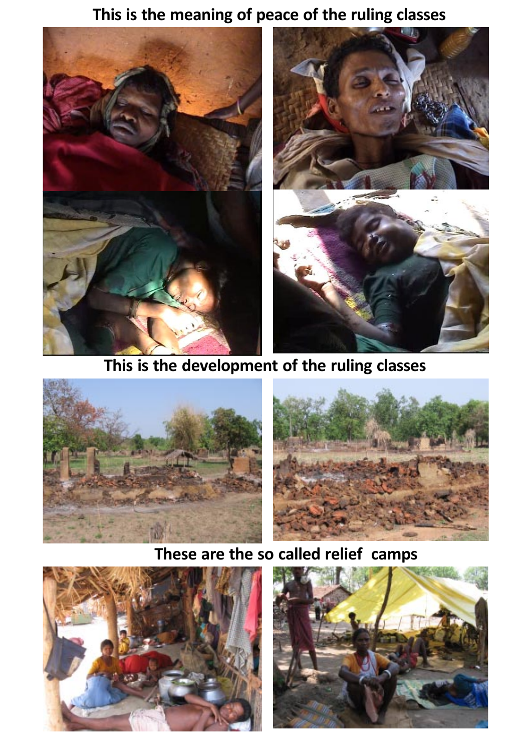**This is the meaning of peace of the ruling classes**

**This is the development of the ruling classes**

**These are the so called relief camps**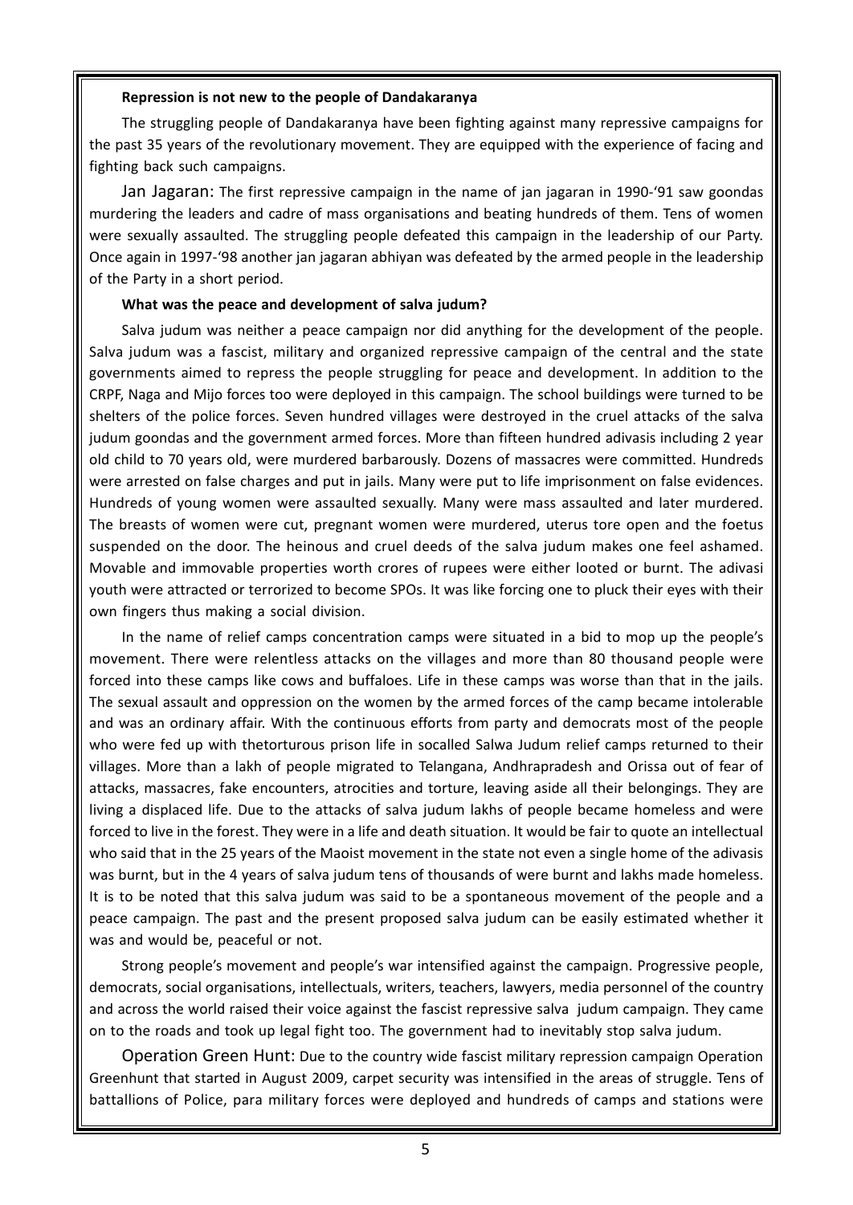**Repression is not new to the people of Dandakaranya**

The struggling people of Dandakaranya have been fighting against many repressive campaigns for the past 35 years of the revolutionary movement. They are equipped with the experience of facing and fighting back such campaigns.

Jan Jagaran: The first repressive campaign in the name of jan jagaran in 1990-'91 saw goondas murdering the leaders and cadre of mass organisations and beating hundreds of them. Tens of women were sexually assaulted. The struggling people defeated this campaign in the leadership of our Party. Once again in 1997-'98 another jan jagaran abhiyan was defeated by the armed people in the leadership of the Party in a short period.

**What was the peace and development of salva judum?**

Salva judum was neither a peace campaign nor did anything for the development of the people. Salva judum was a fascist, military and organized repressive campaign of the central and the state governments aimed to repress the people struggling for peace and development. In addition to the CRPF, Naga and Mijo forces too were deployed in this campaign. The school buildings were turned to be shelters of the police forces. Seven hundred villages were destroyed in the cruel attacks of the salva judum goondas and the government armed forces. More than fifteen hundred adivasis including 2 year old child to 70 years old, were murdered barbarously. Dozens of massacres were committed. Hundreds were arrested on false charges and put in jails. Many were put to life imprisonment on false evidences. Hundreds of young women were assaulted sexually. Many were mass assaulted and later murdered. The breasts of women were cut, pregnant women were murdered, uterus tore open and the foetus suspended on the door. The heinous and cruel deeds of the salva judum makes one feel ashamed. Movable and immovable properties worth crores of rupees were either looted or burnt. The adivasi youth were attracted or terrorized to become SPOs. It was like forcing one to pluck their eyes with their own fingers thus making a social division.

In the name of relief camps concentration camps were situated in a bid to mop up the people's movement. There were relentless attacks on the villages and more than 80 thousand people were forced into these camps like cows and buffaloes. Life in these camps was worse than that in the jails. The sexual assault and oppression on the women by the armed forces of the camp became intolerable and was an ordinary affair. With the continuous efforts from party and democrats most of the people who were fed up with thetorturous prison life in socalled Salwa Judum relief camps returned to their villages. More than a lakh of people migrated to Telangana, Andhrapradesh and Orissa out of fear of attacks, massacres, fake encounters, atrocities and torture, leaving aside all their belongings. They are living a displaced life. Due to the attacks of salva judum lakhs of people became homeless and were forced to live in the forest. They were in a life and death situation. It would be fair to quote an intellectual who said that in the 25 years of the Maoist movement in the state not even a single home of the adivasis was burnt, but in the 4 years of salva judum tens of thousands of were burnt and lakhs made homeless. It is to be noted that this salva judum was said to be a spontaneous movement of the people and a peace campaign. The past and the present proposed salva judum can be easily estimated whether it was and would be, peaceful or not.

Strong people's movement and people's war intensified against the campaign. Progressive people, democrats, social organisations, intellectuals, writers, teachers, lawyers, media personnel of the country and across the world raised their voice against the fascist repressive salva judum campaign. They came on to the roads and took up legal fight too. The government had to inevitably stop salva judum.

Operation Green Hunt: Due to the country wide fascist military repression campaign Operation Greenhunt that started in August 2009, carpet security was intensified in the areas of struggle. Tens of battallions of Police, para military forces were deployed and hundreds of camps and stations were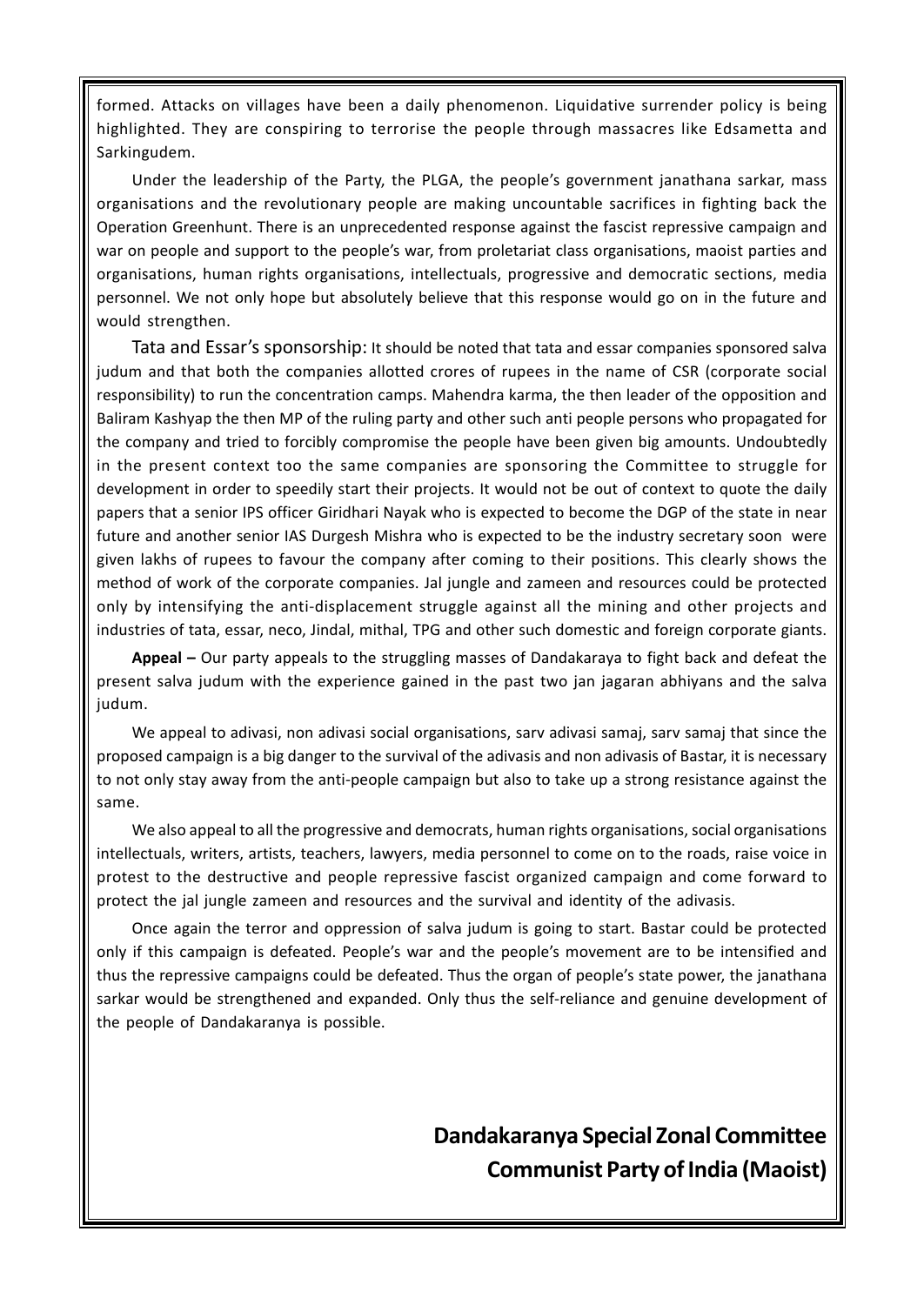formed. Attacks on villages have been a daily phenomenon. Liquidative surrender policy is being highlighted. They are conspiring to terrorise the people through massacres like Edsametta and Sarkingudem.

Under the leadership of the Party, the PLGA, the people's government janathana sarkar, mass organisations and the revolutionary people are making uncountable sacrifices in fighting back the Operation Greenhunt. There is an unprecedented response against the fascist repressive campaign and war on people and support to the people's war, from proletariat class organisations, maoist parties and organisations, human rights organisations, intellectuals, progressive and democratic sections, media personnel. We not only hope but absolutely believe that this response would go on in the future and would strengthen.

Tata and Essar's sponsorship: It should be noted that tata and essar companies sponsored salva judum and that both the companies allotted crores of rupees in the name of CSR (corporate social responsibility) to run the concentration camps. Mahendra karma, the then leader of the opposition and Baliram Kashyap the then MP of the ruling party and other such anti people persons who propagated for the company and tried to forcibly compromise the people have been given big amounts. Undoubtedly in the present context too the same companies are sponsoring the Committee to struggle for development in order to speedily start their projects. It would not be out of context to quote the daily papers that a senior IPS officer Giridhari Nayak who is expected to become the DGP of the state in near future and another senior IAS Durgesh Mishra who is expected to be the industry secretary soon were given lakhs of rupees to favour the company after coming to their positions. This clearly shows the method of work of the corporate companies. Jal jungle and zameen and resources could be protected only by intensifying the anti-displacement struggle against all the mining and other projects and industries of tata, essar, neco, Jindal, mithal, TPG and other such domestic and foreign corporate giants.

**Appeal –** Our party appeals to the struggling masses of Dandakaraya to fight back and defeat the present salva judum with the experience gained in the past two jan jagaran abhiyans and the salva judum.

We appeal to adivasi, non adivasi social organisations, sarv adivasi samaj, sarv samaj that since the proposed campaign is a big danger to the survival of the adivasis and non adivasis of Bastar, it is necessary to not only stay away from the anti-people campaign but also to take up a strong resistance against the same.

We also appeal to all the progressive and democrats, human rights organisations, social organisations intellectuals, writers, artists, teachers, lawyers, media personnel to come on to the roads, raise voice in protest to the destructive and people repressive fascist organized campaign and come forward to protect the jal jungle zameen and resources and the survival and identity of the adivasis.

Once again the terror and oppression of salva judum is going to start. Bastar could be protected only if this campaign is defeated. People's war and the people's movement are to be intensified and thus the repressive campaigns could be defeated. Thus the organ of people's state power, the janathana sarkar would be strengthened and expanded. Only thus the self-reliance and genuine development of the people of Dandakaranya is possible.

**Dandakaranya Special Zonal Committee**
**Communist Party of India (Maoist)**